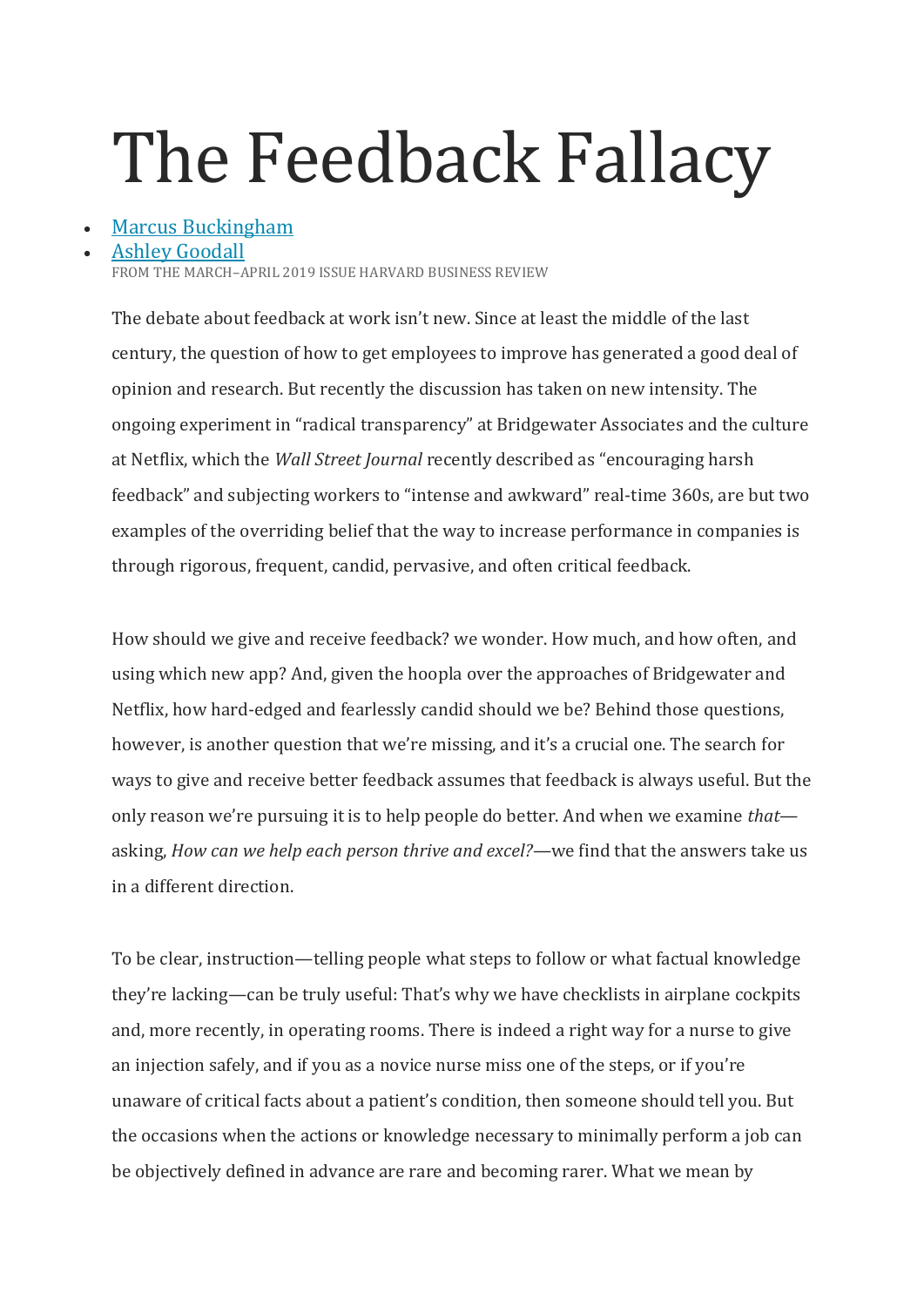# The Feedback Fallacy

- [Marcus Buckingham]
- [Ashley Goodall]

FROM THE MARCH–APRIL 2019 ISSUE HARVARD BUSINESS REVIEW

The debate about feedback at work isn't new. Since at least the middle of the last century, the question of how to get employees to improve has generated a good deal of opinion and research. But recently the discussion has taken on new intensity. The ongoing experiment in "radical transparency" at Bridgewater Associates and the culture at Netflix, which the *Wall Street Journal* recently described as "encouraging harsh feedback" and subjecting workers to "intense and awkward" real-time 360s, are but two examples of the overriding belief that the way to increase performance in companies is through rigorous, frequent, candid, pervasive, and often critical feedback.

How should we give and receive feedback? we wonder. How much, and how often, and using which new app? And, given the hoopla over the approaches of Bridgewater and Netflix, how hard-edged and fearlessly candid should we be? Behind those questions, however, is another question that we're missing, and it's a crucial one. The search for ways to give and receive better feedback assumes that feedback is always useful. But the only reason we're pursuing it is to help people do better. And when we examine *that*—asking, *How can we help each person thrive and excel?*—we find that the answers take us in a different direction.

To be clear, instruction—telling people what steps to follow or what factual knowledge they're lacking—can be truly useful: That's why we have checklists in airplane cockpits and, more recently, in operating rooms. There is indeed a right way for a nurse to give an injection safely, and if you as a novice nurse miss one of the steps, or if you're unaware of critical facts about a patient's condition, then someone should tell you. But the occasions when the actions or knowledge necessary to minimally perform a job can be objectively defined in advance are rare and becoming rarer. What we mean by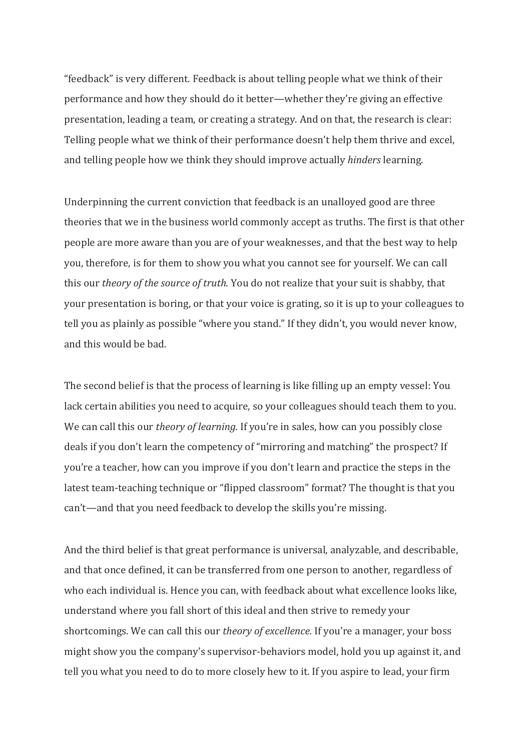"feedback" is very different. Feedback is about telling people what we think of their performance and how they should do it better—whether they're giving an effective presentation, leading a team, or creating a strategy. And on that, the research is clear: Telling people what we think of their performance doesn't help them thrive and excel, and telling people how we think they should improve actually *hinders* learning.

Underpinning the current conviction that feedback is an unalloyed good are three theories that we in the business world commonly accept as truths. The first is that other people are more aware than you are of your weaknesses, and that the best way to help you, therefore, is for them to show you what you cannot see for yourself. We can call this our *theory of the source of truth.* You do not realize that your suit is shabby, that your presentation is boring, or that your voice is grating, so it is up to your colleagues to tell you as plainly as possible "where you stand." If they didn't, you would never know, and this would be bad.

The second belief is that the process of learning is like filling up an empty vessel: You lack certain abilities you need to acquire, so your colleagues should teach them to you. We can call this our *theory of learning.* If you're in sales, how can you possibly close deals if you don't learn the competency of "mirroring and matching" the prospect? If you're a teacher, how can you improve if you don't learn and practice the steps in the latest team-teaching technique or "flipped classroom" format? The thought is that you can't—and that you need feedback to develop the skills you're missing.

And the third belief is that great performance is universal, analyzable, and describable, and that once defined, it can be transferred from one person to another, regardless of who each individual is. Hence you can, with feedback about what excellence looks like, understand where you fall short of this ideal and then strive to remedy your shortcomings. We can call this our *theory of excellence.* If you're a manager, your boss might show you the company's supervisor-behaviors model, hold you up against it, and tell you what you need to do to more closely hew to it. If you aspire to lead, your firm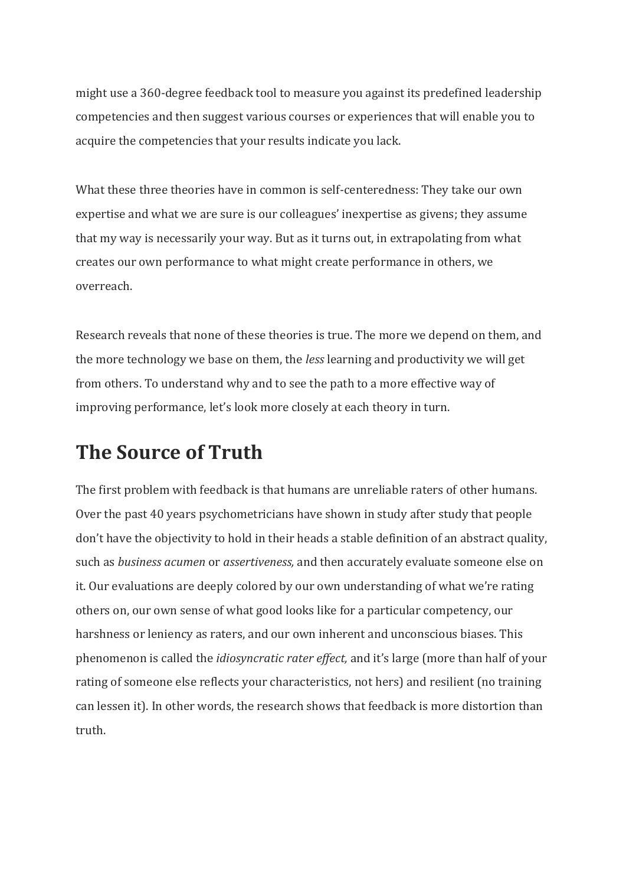might use a 360-degree feedback tool to measure you against its predefined leadership competencies and then suggest various courses or experiences that will enable you to acquire the competencies that your results indicate you lack.

What these three theories have in common is self-centeredness: They take our own expertise and what we are sure is our colleagues' inexpertise as givens; they assume that my way is necessarily your way. But as it turns out, in extrapolating from what creates our own performance to what might create performance in others, we overreach.

Research reveals that none of these theories is true. The more we depend on them, and the more technology we base on them, the *less* learning and productivity we will get from others. To understand why and to see the path to a more effective way of improving performance, let's look more closely at each theory in turn.

## The Source of Truth

The first problem with feedback is that humans are unreliable raters of other humans. Over the past 40 years psychometricians have shown in study after study that people don't have the objectivity to hold in their heads a stable definition of an abstract quality, such as *business acumen* or *assertiveness,* and then accurately evaluate someone else on it. Our evaluations are deeply colored by our own understanding of what we're rating others on, our own sense of what good looks like for a particular competency, our harshness or leniency as raters, and our own inherent and unconscious biases. This phenomenon is called the *idiosyncratic rater effect,* and it's large (more than half of your rating of someone else reflects your characteristics, not hers) and resilient (no training can lessen it). In other words, the research shows that feedback is more distortion than truth.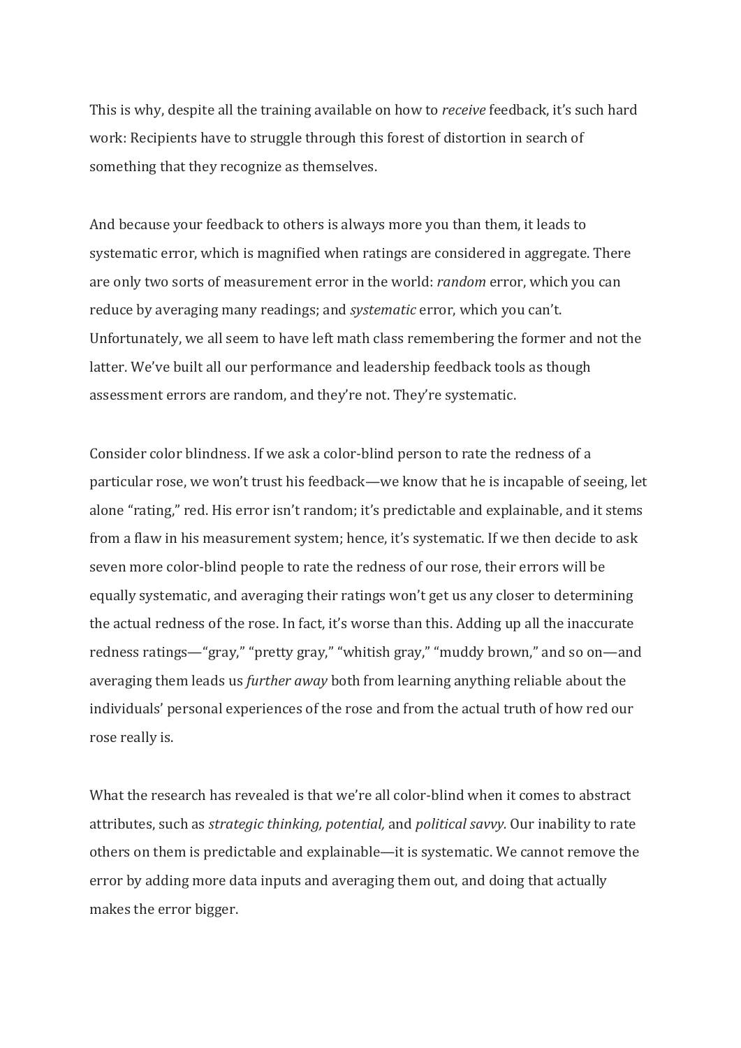This is why, despite all the training available on how to *receive* feedback, it's such hard work: Recipients have to struggle through this forest of distortion in search of something that they recognize as themselves.

And because your feedback to others is always more you than them, it leads to systematic error, which is magnified when ratings are considered in aggregate. There are only two sorts of measurement error in the world: *random* error, which you can reduce by averaging many readings; and *systematic* error, which you can't. Unfortunately, we all seem to have left math class remembering the former and not the latter. We've built all our performance and leadership feedback tools as though assessment errors are random, and they're not. They're systematic.

Consider color blindness. If we ask a color-blind person to rate the redness of a particular rose, we won't trust his feedback—we know that he is incapable of seeing, let alone "rating," red. His error isn't random; it's predictable and explainable, and it stems from a flaw in his measurement system; hence, it's systematic. If we then decide to ask seven more color-blind people to rate the redness of our rose, their errors will be equally systematic, and averaging their ratings won't get us any closer to determining the actual redness of the rose. In fact, it's worse than this. Adding up all the inaccurate redness ratings—"gray," "pretty gray," "whitish gray," "muddy brown," and so on—and averaging them leads us *further away* both from learning anything reliable about the individuals' personal experiences of the rose and from the actual truth of how red our rose really is.

What the research has revealed is that we're all color-blind when it comes to abstract attributes, such as *strategic thinking, potential,* and *political savvy.* Our inability to rate others on them is predictable and explainable—it is systematic. We cannot remove the error by adding more data inputs and averaging them out, and doing that actually makes the error bigger.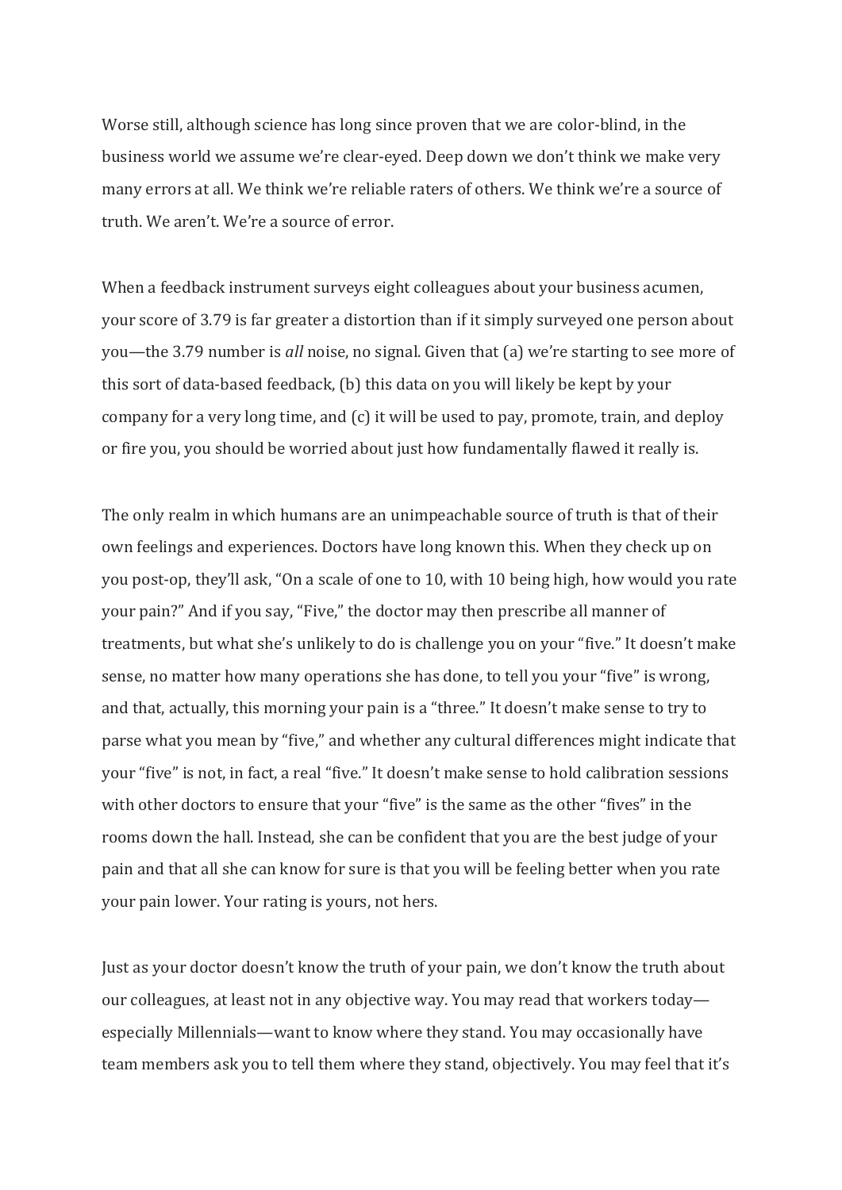Worse still, although science has long since proven that we are color-blind, in the business world we assume we're clear-eyed. Deep down we don't think we make very many errors at all. We think we're reliable raters of others. We think we're a source of truth. We aren't. We're a source of error.

When a feedback instrument surveys eight colleagues about your business acumen, your score of 3.79 is far greater a distortion than if it simply surveyed one person about you—the 3.79 number is *all* noise, no signal. Given that (a) we're starting to see more of this sort of data-based feedback, (b) this data on you will likely be kept by your company for a very long time, and (c) it will be used to pay, promote, train, and deploy or fire you, you should be worried about just how fundamentally flawed it really is.

The only realm in which humans are an unimpeachable source of truth is that of their own feelings and experiences. Doctors have long known this. When they check up on you post-op, they'll ask, "On a scale of one to 10, with 10 being high, how would you rate your pain?" And if you say, "Five," the doctor may then prescribe all manner of treatments, but what she's unlikely to do is challenge you on your "five." It doesn't make sense, no matter how many operations she has done, to tell you your "five" is wrong, and that, actually, this morning your pain is a "three." It doesn't make sense to try to parse what you mean by "five," and whether any cultural differences might indicate that your "five" is not, in fact, a real "five." It doesn't make sense to hold calibration sessions with other doctors to ensure that your "five" is the same as the other "fives" in the rooms down the hall. Instead, she can be confident that you are the best judge of your pain and that all she can know for sure is that you will be feeling better when you rate your pain lower. Your rating is yours, not hers.

Just as your doctor doesn't know the truth of your pain, we don't know the truth about our colleagues, at least not in any objective way. You may read that workers today—especially Millennials—want to know where they stand. You may occasionally have team members ask you to tell them where they stand, objectively. You may feel that it's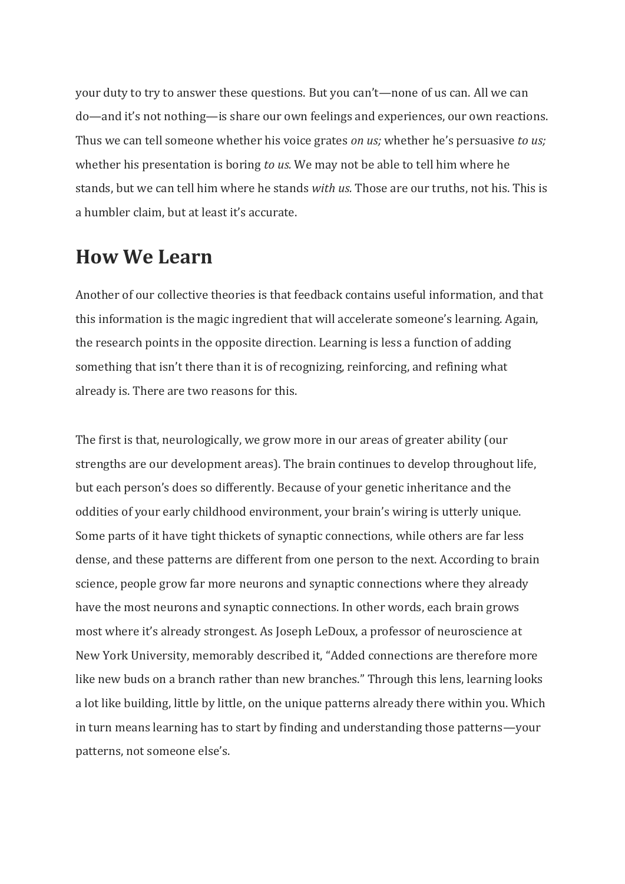your duty to try to answer these questions. But you can't—none of us can. All we can do—and it's not nothing—is share our own feelings and experiences, our own reactions. Thus we can tell someone whether his voice grates *on us;* whether he's persuasive *to us;* whether his presentation is boring *to us.* We may not be able to tell him where he stands, but we can tell him where he stands *with us.* Those are our truths, not his. This is a humbler claim, but at least it's accurate.

## How We Learn

Another of our collective theories is that feedback contains useful information, and that this information is the magic ingredient that will accelerate someone's learning. Again, the research points in the opposite direction. Learning is less a function of adding something that isn't there than it is of recognizing, reinforcing, and refining what already is. There are two reasons for this.

The first is that, neurologically, we grow more in our areas of greater ability (our strengths are our development areas). The brain continues to develop throughout life, but each person's does so differently. Because of your genetic inheritance and the oddities of your early childhood environment, your brain's wiring is utterly unique. Some parts of it have tight thickets of synaptic connections, while others are far less dense, and these patterns are different from one person to the next. According to brain science, people grow far more neurons and synaptic connections where they already have the most neurons and synaptic connections. In other words, each brain grows most where it's already strongest. As Joseph LeDoux, a professor of neuroscience at New York University, memorably described it, "Added connections are therefore more like new buds on a branch rather than new branches." Through this lens, learning looks a lot like building, little by little, on the unique patterns already there within you. Which in turn means learning has to start by finding and understanding those patterns—your patterns, not someone else's.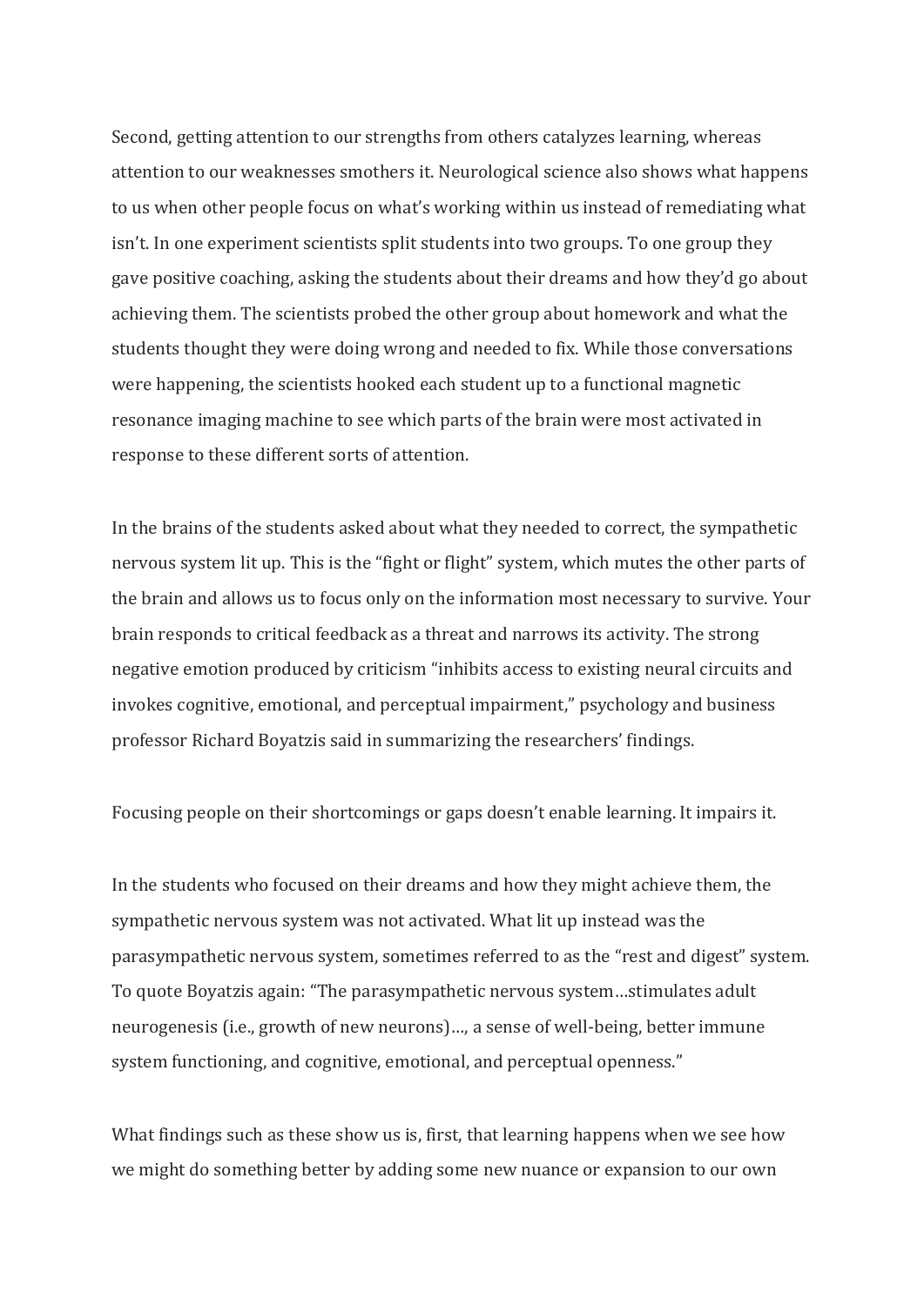Second, getting attention to our strengths from others catalyzes learning, whereas attention to our weaknesses smothers it. Neurological science also shows what happens to us when other people focus on what's working within us instead of remediating what isn't. In one experiment scientists split students into two groups. To one group they gave positive coaching, asking the students about their dreams and how they'd go about achieving them. The scientists probed the other group about homework and what the students thought they were doing wrong and needed to fix. While those conversations were happening, the scientists hooked each student up to a functional magnetic resonance imaging machine to see which parts of the brain were most activated in response to these different sorts of attention.

In the brains of the students asked about what they needed to correct, the sympathetic nervous system lit up. This is the "fight or flight" system, which mutes the other parts of the brain and allows us to focus only on the information most necessary to survive. Your brain responds to critical feedback as a threat and narrows its activity. The strong negative emotion produced by criticism "inhibits access to existing neural circuits and invokes cognitive, emotional, and perceptual impairment," psychology and business professor Richard Boyatzis said in summarizing the researchers' findings.

Focusing people on their shortcomings or gaps doesn't enable learning. It impairs it.

In the students who focused on their dreams and how they might achieve them, the sympathetic nervous system was not activated. What lit up instead was the parasympathetic nervous system, sometimes referred to as the "rest and digest" system. To quote Boyatzis again: "The parasympathetic nervous system…stimulates adult neurogenesis (i.e., growth of new neurons)…, a sense of well-being, better immune system functioning, and cognitive, emotional, and perceptual openness."

What findings such as these show us is, first, that learning happens when we see how we might do something better by adding some new nuance or expansion to our own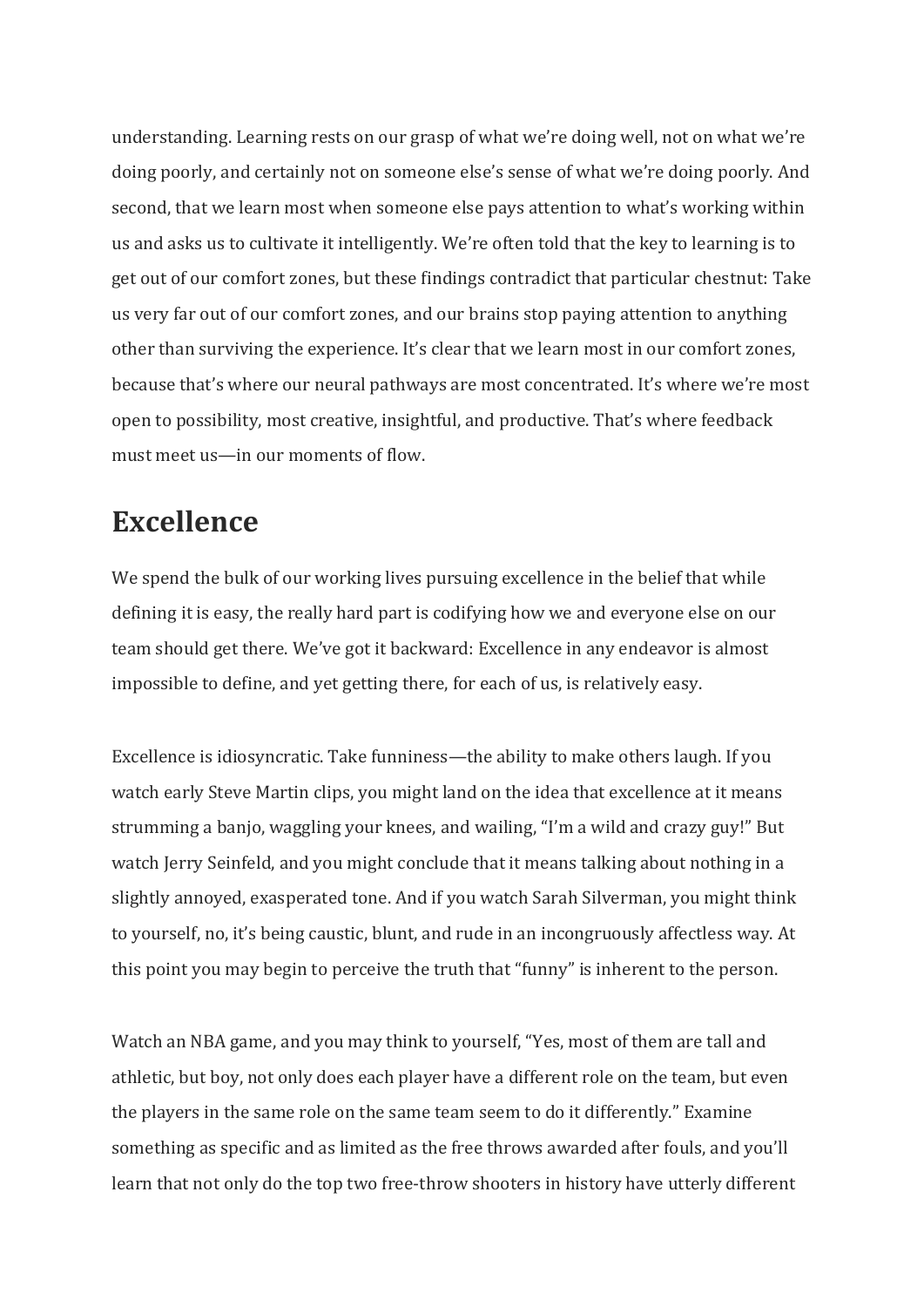understanding. Learning rests on our grasp of what we're doing well, not on what we're doing poorly, and certainly not on someone else's sense of what we're doing poorly. And second, that we learn most when someone else pays attention to what's working within us and asks us to cultivate it intelligently. We're often told that the key to learning is to get out of our comfort zones, but these findings contradict that particular chestnut: Take us very far out of our comfort zones, and our brains stop paying attention to anything other than surviving the experience. It's clear that we learn most in our comfort zones, because that's where our neural pathways are most concentrated. It's where we're most open to possibility, most creative, insightful, and productive. That's where feedback must meet us—in our moments of flow.

## Excellence

We spend the bulk of our working lives pursuing excellence in the belief that while defining it is easy, the really hard part is codifying how we and everyone else on our team should get there. We've got it backward: Excellence in any endeavor is almost impossible to define, and yet getting there, for each of us, is relatively easy.

Excellence is idiosyncratic. Take funniness—the ability to make others laugh. If you watch early Steve Martin clips, you might land on the idea that excellence at it means strumming a banjo, waggling your knees, and wailing, "I'm a wild and crazy guy!" But watch Jerry Seinfeld, and you might conclude that it means talking about nothing in a slightly annoyed, exasperated tone. And if you watch Sarah Silverman, you might think to yourself, no, it's being caustic, blunt, and rude in an incongruously affectless way. At this point you may begin to perceive the truth that "funny" is inherent to the person.

Watch an NBA game, and you may think to yourself, "Yes, most of them are tall and athletic, but boy, not only does each player have a different role on the team, but even the players in the same role on the same team seem to do it differently." Examine something as specific and as limited as the free throws awarded after fouls, and you'll learn that not only do the top two free-throw shooters in history have utterly different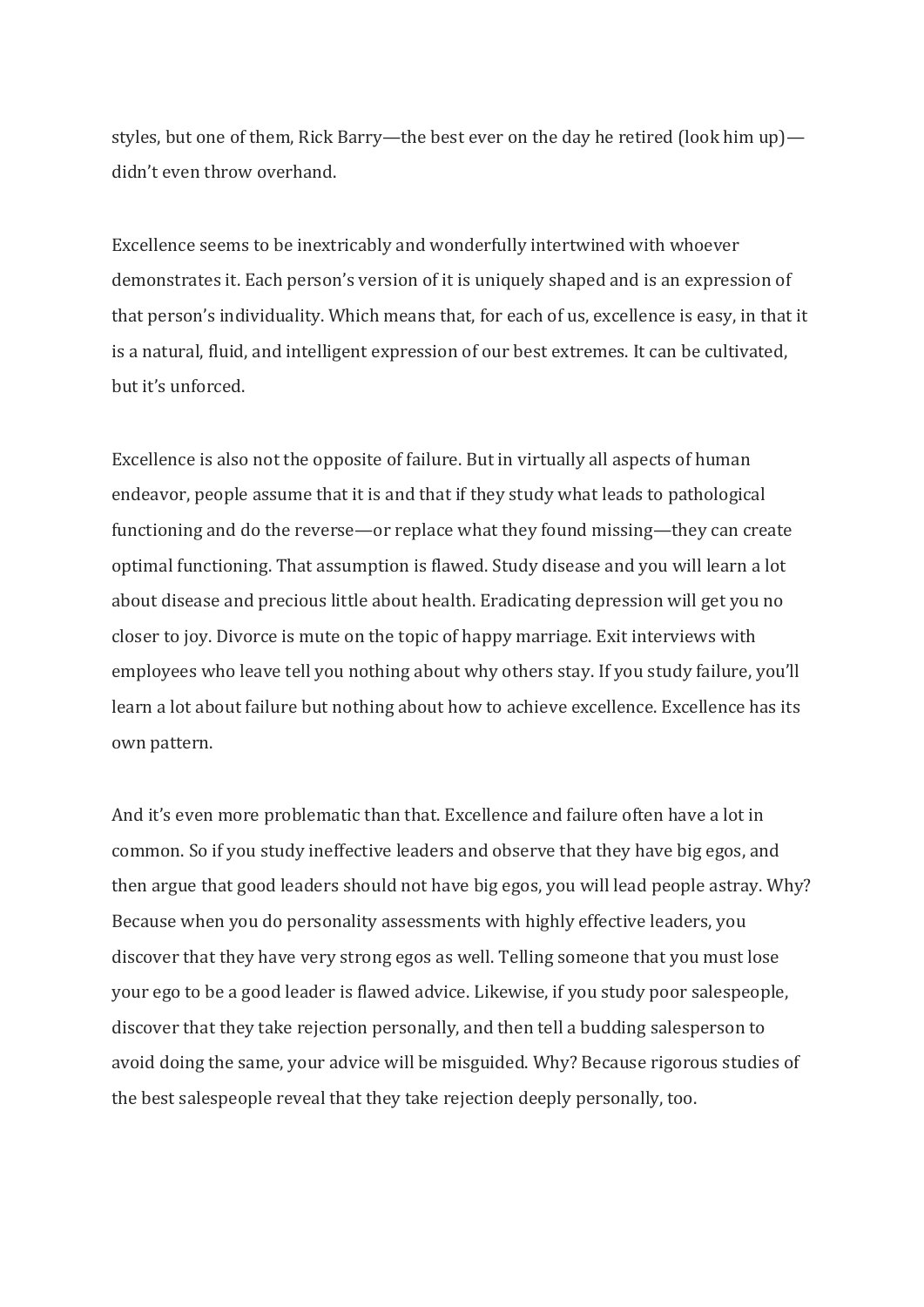styles, but one of them, Rick Barry—the best ever on the day he retired (look him up)—didn't even throw overhand.

Excellence seems to be inextricably and wonderfully intertwined with whoever demonstrates it. Each person's version of it is uniquely shaped and is an expression of that person's individuality. Which means that, for each of us, excellence is easy, in that it is a natural, fluid, and intelligent expression of our best extremes. It can be cultivated, but it's unforced.

Excellence is also not the opposite of failure. But in virtually all aspects of human endeavor, people assume that it is and that if they study what leads to pathological functioning and do the reverse—or replace what they found missing—they can create optimal functioning. That assumption is flawed. Study disease and you will learn a lot about disease and precious little about health. Eradicating depression will get you no closer to joy. Divorce is mute on the topic of happy marriage. Exit interviews with employees who leave tell you nothing about why others stay. If you study failure, you'll learn a lot about failure but nothing about how to achieve excellence. Excellence has its own pattern.

And it's even more problematic than that. Excellence and failure often have a lot in common. So if you study ineffective leaders and observe that they have big egos, and then argue that good leaders should not have big egos, you will lead people astray. Why? Because when you do personality assessments with highly effective leaders, you discover that they have very strong egos as well. Telling someone that you must lose your ego to be a good leader is flawed advice. Likewise, if you study poor salespeople, discover that they take rejection personally, and then tell a budding salesperson to avoid doing the same, your advice will be misguided. Why? Because rigorous studies of the best salespeople reveal that they take rejection deeply personally, too.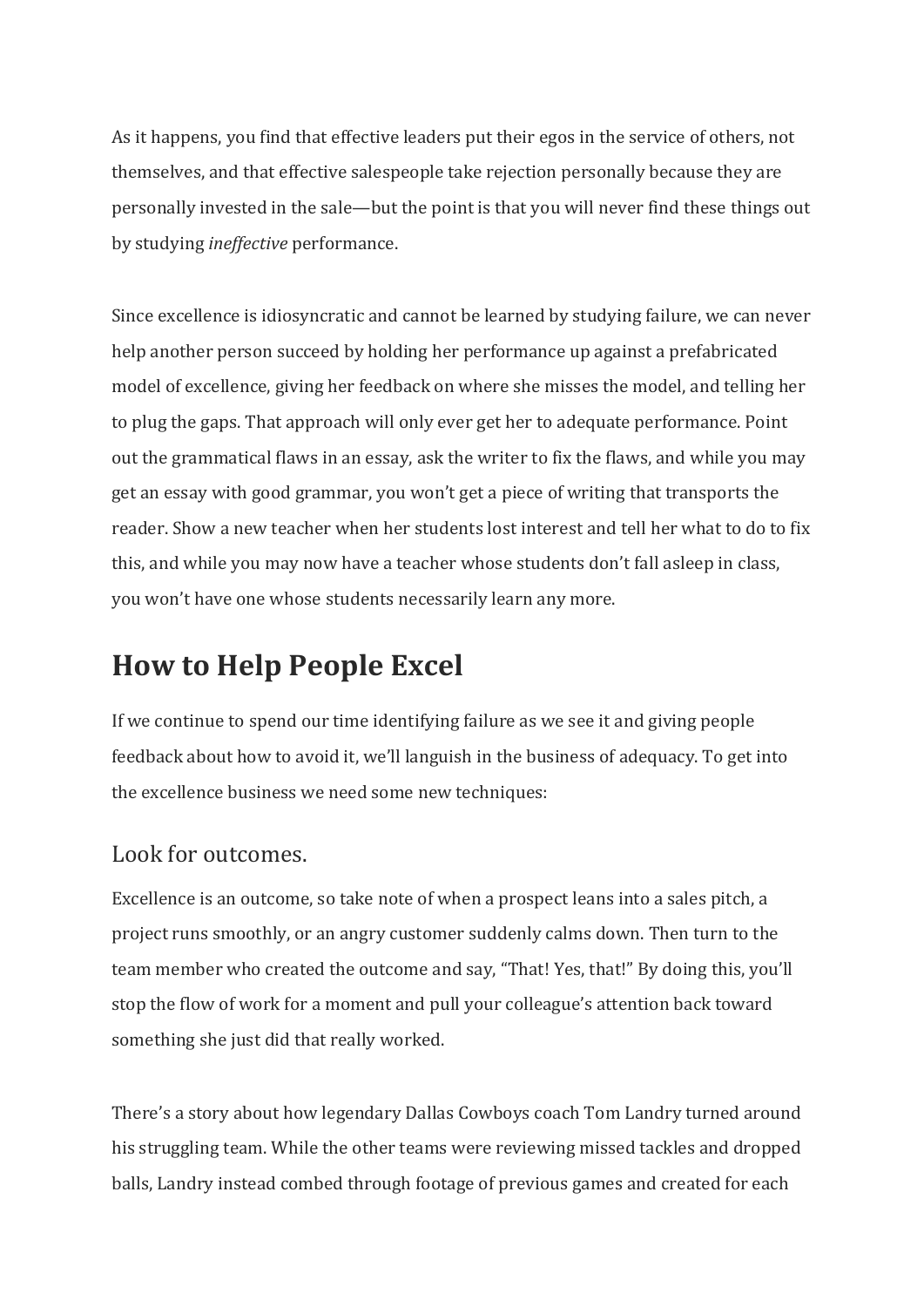As it happens, you find that effective leaders put their egos in the service of others, not themselves, and that effective salespeople take rejection personally because they are personally invested in the sale—but the point is that you will never find these things out by studying *ineffective* performance.

Since excellence is idiosyncratic and cannot be learned by studying failure, we can never help another person succeed by holding her performance up against a prefabricated model of excellence, giving her feedback on where she misses the model, and telling her to plug the gaps. That approach will only ever get her to adequate performance. Point out the grammatical flaws in an essay, ask the writer to fix the flaws, and while you may get an essay with good grammar, you won't get a piece of writing that transports the reader. Show a new teacher when her students lost interest and tell her what to do to fix this, and while you may now have a teacher whose students don't fall asleep in class, you won't have one whose students necessarily learn any more.

## How to Help People Excel

If we continue to spend our time identifying failure as we see it and giving people feedback about how to avoid it, we'll languish in the business of adequacy. To get into the excellence business we need some new techniques:

### Look for outcomes.

Excellence is an outcome, so take note of when a prospect leans into a sales pitch, a project runs smoothly, or an angry customer suddenly calms down. Then turn to the team member who created the outcome and say, "That! Yes, that!" By doing this, you'll stop the flow of work for a moment and pull your colleague's attention back toward something she just did that really worked.

There's a story about how legendary Dallas Cowboys coach Tom Landry turned around his struggling team. While the other teams were reviewing missed tackles and dropped balls, Landry instead combed through footage of previous games and created for each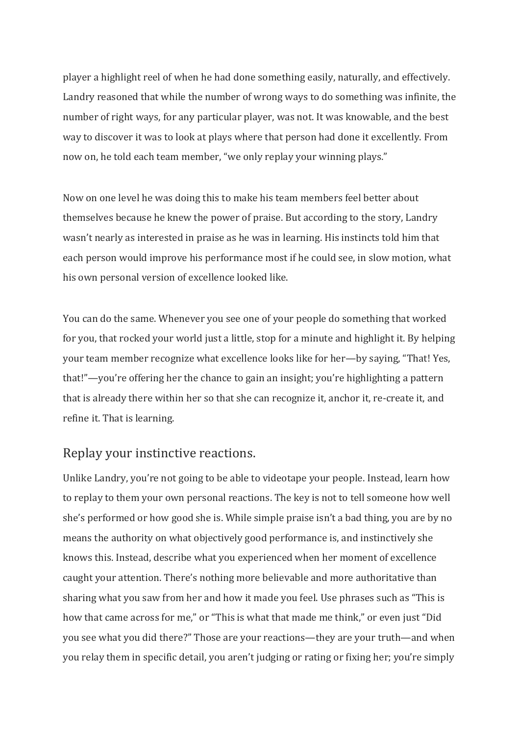player a highlight reel of when he had done something easily, naturally, and effectively. Landry reasoned that while the number of wrong ways to do something was infinite, the number of right ways, for any particular player, was not. It was knowable, and the best way to discover it was to look at plays where that person had done it excellently. From now on, he told each team member, "we only replay your winning plays."

Now on one level he was doing this to make his team members feel better about themselves because he knew the power of praise. But according to the story, Landry wasn't nearly as interested in praise as he was in learning. His instincts told him that each person would improve his performance most if he could see, in slow motion, what his own personal version of excellence looked like.

You can do the same. Whenever you see one of your people do something that worked for you, that rocked your world just a little, stop for a minute and highlight it. By helping your team member recognize what excellence looks like for her—by saying, "That! Yes, that!"—you're offering her the chance to gain an insight; you're highlighting a pattern that is already there within her so that she can recognize it, anchor it, re-create it, and refine it. That is learning.

## Replay your instinctive reactions.

Unlike Landry, you're not going to be able to videotape your people. Instead, learn how to replay to them your own personal reactions. The key is not to tell someone how well she's performed or how good she is. While simple praise isn't a bad thing, you are by no means the authority on what objectively good performance is, and instinctively she knows this. Instead, describe what you experienced when her moment of excellence caught your attention. There's nothing more believable and more authoritative than sharing what you saw from her and how it made you feel. Use phrases such as "This is how that came across for me," or "This is what that made me think," or even just "Did you see what you did there?" Those are your reactions—they are your truth—and when you relay them in specific detail, you aren't judging or rating or fixing her; you're simply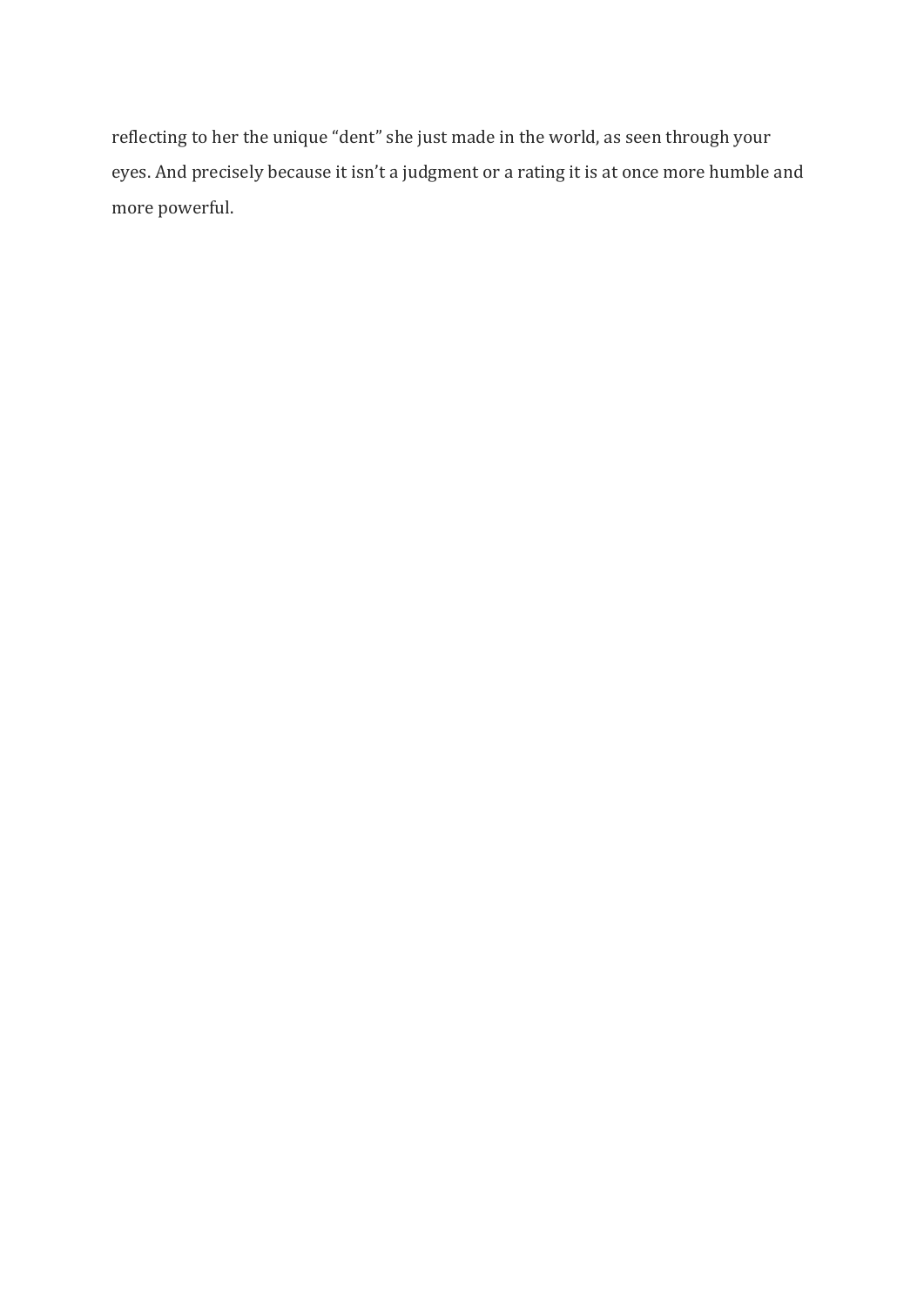reflecting to her the unique "dent" she just made in the world, as seen through your eyes. And precisely because it isn't a judgment or a rating it is at once more humble and more powerful.